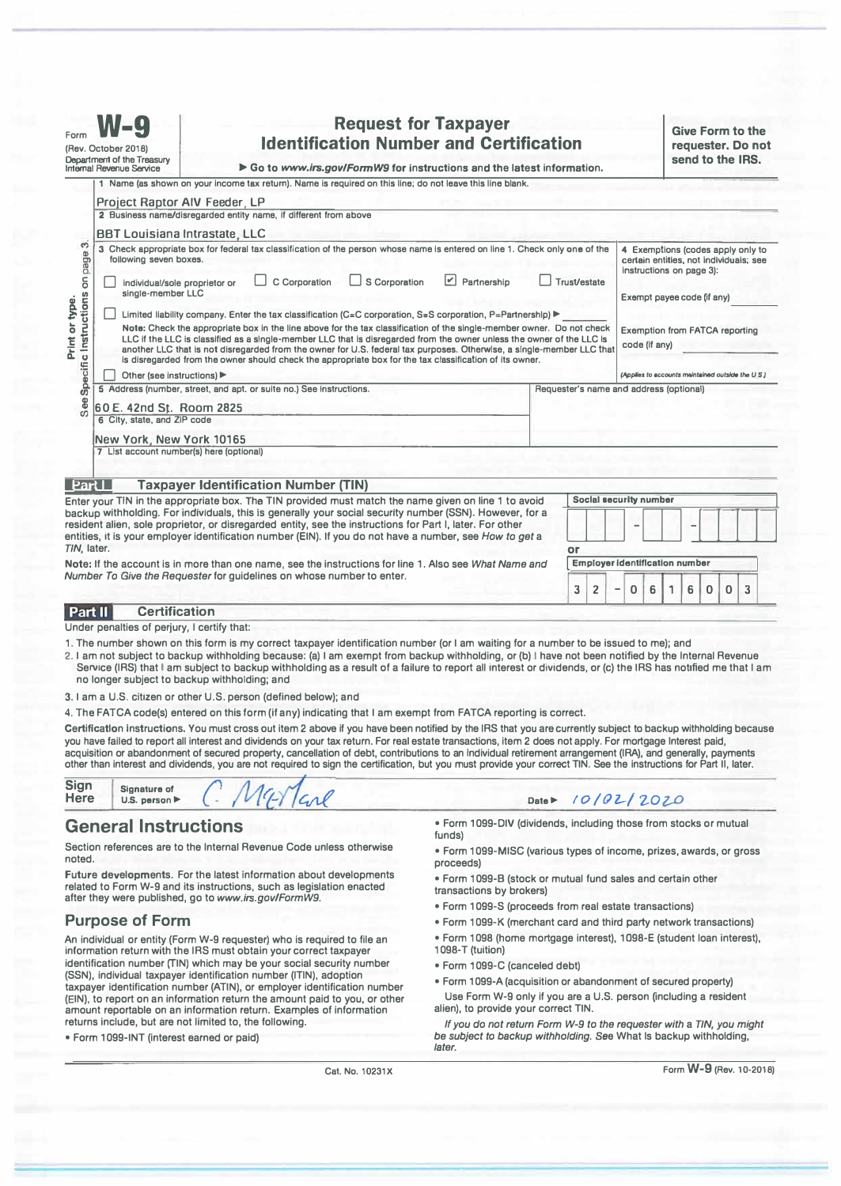Form **W-9**
(Rev. October 2018)
Department of the Treasury
Internal Revenue Service

# Request for Taxpayer Identification Number and Certification

▶ Go to *www.irs.gov/FormW9* for instructions and the latest information.

**Give Form to the requester. Do not send to the IRS.**

1 Name (as shown on your income tax return). Name is required on this line; do not leave this line blank.

Project Raptor AIV Feeder, LP

2 Business name/disregarded entity name, if different from above

BBT Louisiana Intrastate, LLC

3 Check appropriate box for federal tax classification of the person whose name is entered on line 1. Check only **one** of the following seven boxes.

- ☐ Individual/sole proprietor or single-member LLC
- ☐ C Corporation
- ☐ S Corporation
- ☑ Partnership
- ☐ Trust/estate
- ☐ Limited liability company. Enter the tax classification (C=C corporation, S=S corporation, P=Partnership) ▶

**Note:** Check the appropriate box in the line above for the tax classification of the single-member owner. Do not check LLC if the LLC is classified as a single-member LLC that is disregarded from the owner unless the owner of the LLC is another LLC that is not disregarded from the owner for U.S. federal tax purposes. Otherwise, a single-member LLC that is disregarded from the owner should check the appropriate box for the tax classification of its owner.

- ☐ Other (see instructions) ▶

4 Exemptions (codes apply only to certain entities, not individuals; see instructions on page 3):

Exempt payee code (if any)

Exemption from FATCA reporting code (if any)

*(Applies to accounts maintained outside the U.S.)*

5 Address (number, street, and apt. or suite no.) See instructions.

60 E. 42nd St. Room 2825

Requester's name and address (optional)

6 City, state, and ZIP code

New York, New York 10165

7 List account number(s) here (optional)

*Print or type. See Specific Instructions on page 3.*

## Part I Taxpayer Identification Number (TIN)

Enter your TIN in the appropriate box. The TIN provided must match the name given on line 1 to avoid backup withholding. For individuals, this is generally your social security number (SSN). However, for a resident alien, sole proprietor, or disregarded entity, see the instructions for Part I, later. For other entities, it is your employer identification number (EIN). If you do not have a number, see *How to get a TIN,* later.

**Note:** If the account is in more than one name, see the instructions for line 1. Also see *What Name and Number To Give the Requester* for guidelines on whose number to enter.

**Social security number**

&nbsp;&nbsp;&nbsp;&nbsp;– &nbsp;&nbsp;&nbsp;&nbsp;–

**or**

**Employer identification number**

3 2 – 0 6 1 6 0 0 3

## Part II Certification

Under penalties of perjury, I certify that:

1. The number shown on this form is my correct taxpayer identification number (or I am waiting for a number to be issued to me); and
2. I am not subject to backup withholding because: (a) I am exempt from backup withholding, or (b) I have not been notified by the Internal Revenue Service (IRS) that I am subject to backup withholding as a result of a failure to report all interest or dividends, or (c) the IRS has notified me that I am no longer subject to backup withholding; and
3. I am a U.S. citizen or other U.S. person (defined below); and
4. The FATCA code(s) entered on this form (if any) indicating that I am exempt from FATCA reporting is correct.

**Certification instructions.** You must cross out item 2 above if you have been notified by the IRS that you are currently subject to backup withholding because you have failed to report all interest and dividends on your tax return. For real estate transactions, item 2 does not apply. For mortgage interest paid, acquisition or abandonment of secured property, cancellation of debt, contributions to an individual retirement arrangement (IRA), and generally, payments other than interest and dividends, you are not required to sign the certification, but you must provide your correct TIN. See the instructions for Part II, later.

**Sign Here** Signature of U.S. person ▶ *C. McFarlane* Date ▶ 10/02/2020

## General Instructions

Section references are to the Internal Revenue Code unless otherwise noted.

**Future developments.** For the latest information about developments related to Form W-9 and its instructions, such as legislation enacted after they were published, go to *www.irs.gov/FormW9.*

### Purpose of Form

An individual or entity (Form W-9 requester) who is required to file an information return with the IRS must obtain your correct taxpayer identification number (TIN) which may be your social security number (SSN), individual taxpayer identification number (ITIN), adoption taxpayer identification number (ATIN), or employer identification number (EIN), to report on an information return the amount paid to you, or other amount reportable on an information return. Examples of information returns include, but are not limited to, the following.

- Form 1099-INT (interest earned or paid)
- Form 1099-DIV (dividends, including those from stocks or mutual funds)
- Form 1099-MISC (various types of income, prizes, awards, or gross proceeds)
- Form 1099-B (stock or mutual fund sales and certain other transactions by brokers)
- Form 1099-S (proceeds from real estate transactions)
- Form 1099-K (merchant card and third party network transactions)
- Form 1098 (home mortgage interest), 1098-E (student loan interest), 1098-T (tuition)
- Form 1099-C (canceled debt)
- Form 1099-A (acquisition or abandonment of secured property)

Use Form W-9 only if you are a U.S. person (including a resident alien), to provide your correct TIN.

*If you do not return Form W-9 to the requester with a TIN, you might be subject to backup withholding. See* What is backup withholding, *later.*

Cat. No. 10231X Form **W-9** (Rev. 10-2018)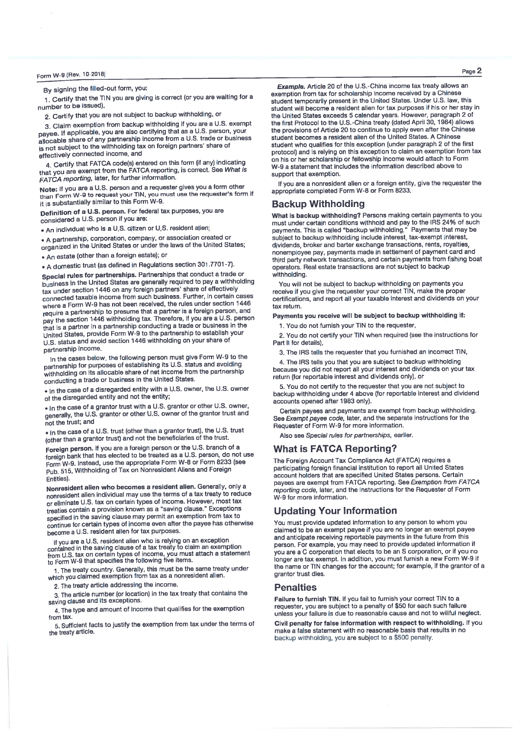By signing the filled-out form, you:

1. Certify that the TIN you are giving is correct (or you are waiting for a number to be issued),

2. Certify that you are not subject to backup withholding, or

3. Claim exemption from backup withholding if you are a U.S. exempt payee. If applicable, you are also certifying that as a U.S. person, your allocable share of any partnership income from a U.S. trade or business is not subject to the withholding tax on foreign partners' share of effectively connected income, and

4. Certify that FATCA code(s) entered on this form (if any) indicating that you are exempt from the FATCA reporting, is correct. See *What is FATCA reporting,* later, for further information.

**Note:** If you are a U.S. person and a requester gives you a form other than Form W-9 to request your TIN, you must use the requester's form if it is substantially similar to this Form W-9.

**Definition of a U.S. person.** For federal tax purposes, you are considered a U.S. person if you are:

- An individual who is a U.S. citizen or U.S. resident alien;
- A partnership, corporation, company, or association created or organized in the United States or under the laws of the United States;
- An estate (other than a foreign estate); or
- A domestic trust (as defined in Regulations section 301.7701-7).

**Special rules for partnerships.** Partnerships that conduct a trade or business in the United States are generally required to pay a withholding tax under section 1446 on any foreign partners' share of effectively connected taxable income from such business. Further, in certain cases where a Form W-9 has not been received, the rules under section 1446 require a partnership to presume that a partner is a foreign person, and pay the section 1446 withholding tax. Therefore, if you are a U.S. person that is a partner in a partnership conducting a trade or business in the United States, provide Form W-9 to the partnership to establish your U.S. status and avoid section 1446 withholding on your share of partnership income.

In the cases below, the following person must give Form W-9 to the partnership for purposes of establishing its U.S. status and avoiding withholding on its allocable share of net income from the partnership conducting a trade or business in the United States.

- In the case of a disregarded entity with a U.S. owner, the U.S. owner of the disregarded entity and not the entity;
- In the case of a grantor trust with a U.S. grantor or other U.S. owner, generally, the U.S. grantor or other U.S. owner of the grantor trust and not the trust; and
- In the case of a U.S. trust (other than a grantor trust), the U.S. trust (other than a grantor trust) and not the beneficiaries of the trust.

**Foreign person.** If you are a foreign person or the U.S. branch of a foreign bank that has elected to be treated as a U.S. person, do not use Form W-9. Instead, use the appropriate Form W-8 or Form 8233 (see Pub. 515, Withholding of Tax on Nonresident Aliens and Foreign Entities).

**Nonresident alien who becomes a resident alien.** Generally, only a nonresident alien individual may use the terms of a tax treaty to reduce or eliminate U.S. tax on certain types of income. However, most tax treaties contain a provision known as a "saving clause." Exceptions specified in the saving clause may permit an exemption from tax to continue for certain types of income even after the payee has otherwise become a U.S. resident alien for tax purposes.

If you are a U.S. resident alien who is relying on an exception contained in the saving clause of a tax treaty to claim an exemption from U.S. tax on certain types of income, you must attach a statement to Form W-9 that specifies the following five items.

1. The treaty country. Generally, this must be the same treaty under which you claimed exemption from tax as a nonresident alien.

2. The treaty article addressing the income.

3. The article number (or location) in the tax treaty that contains the saving clause and its exceptions.

4. The type and amount of income that qualifies for the exemption from tax.

5. Sufficient facts to justify the exemption from tax under the terms of the treaty article.

***Example.*** Article 20 of the U.S.-China income tax treaty allows an exemption from tax for scholarship income received by a Chinese student temporarily present in the United States. Under U.S. law, this student will become a resident alien for tax purposes if his or her stay in the United States exceeds 5 calendar years. However, paragraph 2 of the first Protocol to the U.S.-China treaty (dated April 30, 1984) allows the provisions of Article 20 to continue to apply even after the Chinese student becomes a resident alien of the United States. A Chinese student who qualifies for this exception (under paragraph 2 of the first protocol) and is relying on this exception to claim an exemption from tax on his or her scholarship or fellowship income would attach to Form W-9 a statement that includes the information described above to support that exemption.

If you are a nonresident alien or a foreign entity, give the requester the appropriate completed Form W-8 or Form 8233.

## Backup Withholding

**What is backup withholding?** Persons making certain payments to you must under certain conditions withhold and pay to the IRS 24% of such payments. This is called "backup withholding." Payments that may be subject to backup withholding include interest, tax-exempt interest, dividends, broker and barter exchange transactions, rents, royalties, nonemployee pay, payments made in settlement of payment card and third party network transactions, and certain payments from fishing boat operators. Real estate transactions are not subject to backup withholding.

You will not be subject to backup withholding on payments you receive if you give the requester your correct TIN, make the proper certifications, and report all your taxable interest and dividends on your tax return.

**Payments you receive will be subject to backup withholding if:**

1. You do not furnish your TIN to the requester,

2. You do not certify your TIN when required (see the instructions for Part II for details),

3. The IRS tells the requester that you furnished an incorrect TIN,

4. The IRS tells you that you are subject to backup withholding because you did not report all your interest and dividends on your tax return (for reportable interest and dividends only), or

5. You do not certify to the requester that you are not subject to backup withholding under 4 above (for reportable interest and dividend accounts opened after 1983 only).

Certain payees and payments are exempt from backup withholding. See *Exempt payee code,* later, and the separate Instructions for the Requester of Form W-9 for more information.

Also see *Special rules for partnerships,* earlier.

## What is FATCA Reporting?

The Foreign Account Tax Compliance Act (FATCA) requires a participating foreign financial institution to report all United States account holders that are specified United States persons. Certain payees are exempt from FATCA reporting. See *Exemption from FATCA reporting code,* later, and the Instructions for the Requester of Form W-9 for more information.

## Updating Your Information

You must provide updated information to any person to whom you claimed to be an exempt payee if you are no longer an exempt payee and anticipate receiving reportable payments in the future from this person. For example, you may need to provide updated information if you are a C corporation that elects to be an S corporation, or if you no longer are tax exempt. In addition, you must furnish a new Form W-9 if the name or TIN changes for the account; for example, if the grantor of a grantor trust dies.

## Penalties

**Failure to furnish TIN.** If you fail to furnish your correct TIN to a requester, you are subject to a penalty of $50 for each such failure unless your failure is due to reasonable cause and not to willful neglect.

**Civil penalty for false information with respect to withholding.** If you make a false statement with no reasonable basis that results in no backup withholding, you are subject to a $500 penalty.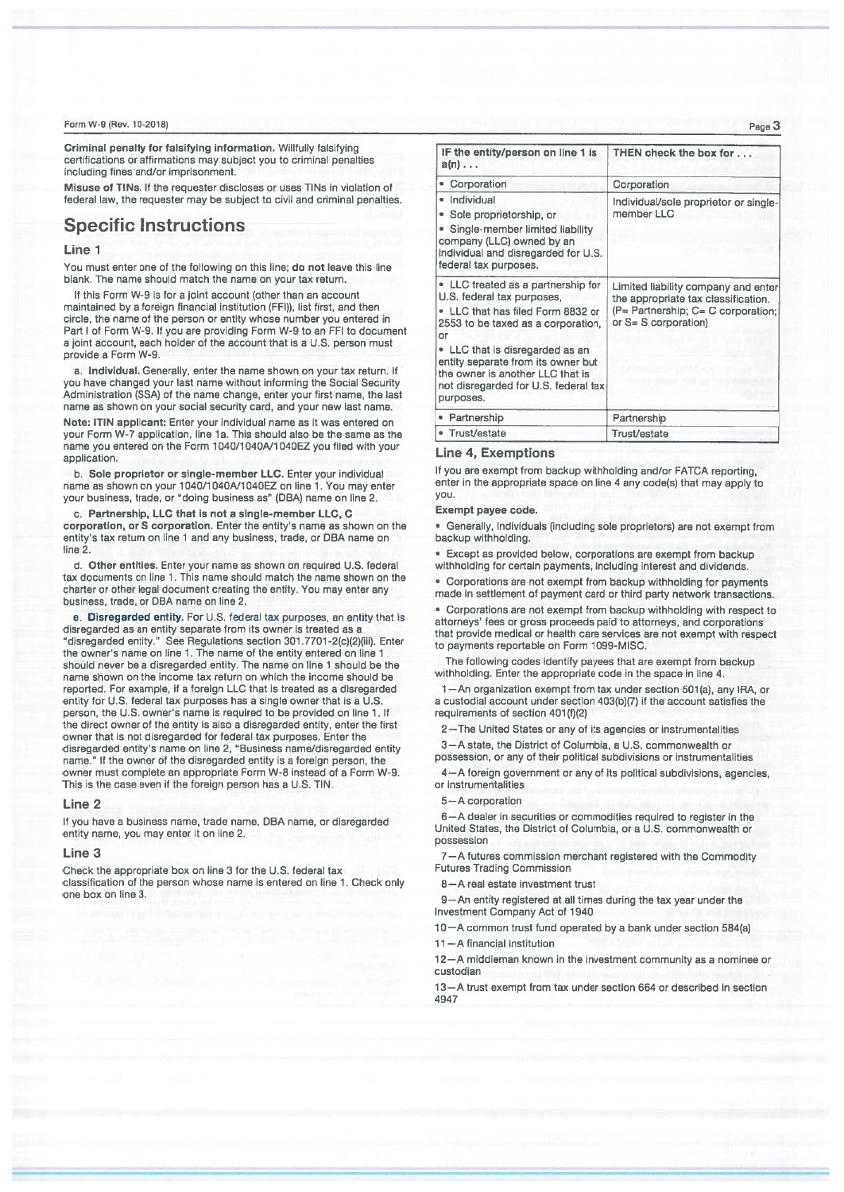**Criminal penalty for falsifying information.** Willfully falsifying certifications or affirmations may subject you to criminal penalties including fines and/or imprisonment.

**Misuse of TINs.** If the requester discloses or uses TINs in violation of federal law, the requester may be subject to civil and criminal penalties.

## Specific Instructions

### Line 1

You must enter one of the following on this line; **do not** leave this line blank. The name should match the name on your tax return.

If this Form W-9 is for a joint account (other than an account maintained by a foreign financial institution (FFI)), list first, and then circle, the name of the person or entity whose number you entered in Part I of Form W-9. If you are providing Form W-9 to an FFI to document a joint account, each holder of the account that is a U.S. person must provide a Form W-9.

a. **Individual.** Generally, enter the name shown on your tax return. If you have changed your last name without informing the Social Security Administration (SSA) of the name change, enter your first name, the last name as shown on your social security card, and your new last name.

**Note: ITIN applicant:** Enter your individual name as it was entered on your Form W-7 application, line 1a. This should also be the same as the name you entered on the Form 1040/1040A/1040EZ you filed with your application.

b. **Sole proprietor or single-member LLC.** Enter your individual name as shown on your 1040/1040A/1040EZ on line 1. You may enter your business, trade, or "doing business as" (DBA) name on line 2.

c. **Partnership, LLC that is not a single-member LLC, C corporation, or S corporation.** Enter the entity's name as shown on the entity's tax return on line 1 and any business, trade, or DBA name on line 2.

d. **Other entities.** Enter your name as shown on required U.S. federal tax documents on line 1. This name should match the name shown on the charter or other legal document creating the entity. You may enter any business, trade, or DBA name on line 2.

e. **Disregarded entity.** For U.S. federal tax purposes, an entity that is disregarded as an entity separate from its owner is treated as a "disregarded entity." See Regulations section 301.7701-2(c)(2)(iii). Enter the owner's name on line 1. The name of the entity entered on line 1 should never be a disregarded entity. The name on line 1 should be the name shown on the income tax return on which the income should be reported. For example, if a foreign LLC that is treated as a disregarded entity for U.S. federal tax purposes has a single owner that is a U.S. person, the U.S. owner's name is required to be provided on line 1. If the direct owner of the entity is also a disregarded entity, enter the first owner that is not disregarded for federal tax purposes. Enter the disregarded entity's name on line 2, "Business name/disregarded entity name." If the owner of the disregarded entity is a foreign person, the owner must complete an appropriate Form W-8 instead of a Form W-9. This is the case even if the foreign person has a U.S. TIN.

### Line 2

If you have a business name, trade name, DBA name, or disregarded entity name, you may enter it on line 2.

### Line 3

Check the appropriate box on line 3 for the U.S. federal tax classification of the person whose name is entered on line 1. Check only one box on line 3.

| IF the entity/person on line 1 is a(n) . . . | THEN check the box for . . . |
|---|---|
| • Corporation | Corporation |
| • Individual<br>• Sole proprietorship, or<br>• Single-member limited liability company (LLC) owned by an individual and disregarded for U.S. federal tax purposes. | Individual/sole proprietor or single-member LLC |
| • LLC treated as a partnership for U.S. federal tax purposes,<br>• LLC that has filed Form 8832 or 2553 to be taxed as a corporation, or<br>• LLC that is disregarded as an entity separate from its owner but the owner is another LLC that is not disregarded for U.S. federal tax purposes. | Limited liability company and enter the appropriate tax classification. (P= Partnership; C= C corporation; or S= S corporation) |
| • Partnership | Partnership |
| • Trust/estate | Trust/estate |

### Line 4, Exemptions

If you are exempt from backup withholding and/or FATCA reporting, enter in the appropriate space on line 4 any code(s) that may apply to you.

**Exempt payee code.**

• Generally, individuals (including sole proprietors) are not exempt from backup withholding.

• Except as provided below, corporations are exempt from backup withholding for certain payments, including interest and dividends.

• Corporations are not exempt from backup withholding for payments made in settlement of payment card or third party network transactions.

• Corporations are not exempt from backup withholding with respect to attorneys' fees or gross proceeds paid to attorneys, and corporations that provide medical or health care services are not exempt with respect to payments reportable on Form 1099-MISC.

The following codes identify payees that are exempt from backup withholding. Enter the appropriate code in the space in line 4.

1—An organization exempt from tax under section 501(a), any IRA, or a custodial account under section 403(b)(7) if the account satisfies the requirements of section 401(f)(2)

2—The United States or any of its agencies or instrumentalities

3—A state, the District of Columbia, a U.S. commonwealth or possession, or any of their political subdivisions or instrumentalities

4—A foreign government or any of its political subdivisions, agencies, or instrumentalities

5—A corporation

6—A dealer in securities or commodities required to register in the United States, the District of Columbia, or a U.S. commonwealth or possession

7—A futures commission merchant registered with the Commodity Futures Trading Commission

8—A real estate investment trust

9—An entity registered at all times during the tax year under the Investment Company Act of 1940

10—A common trust fund operated by a bank under section 584(a)

11—A financial institution

12—A middleman known in the investment community as a nominee or custodian

13—A trust exempt from tax under section 664 or described in section 4947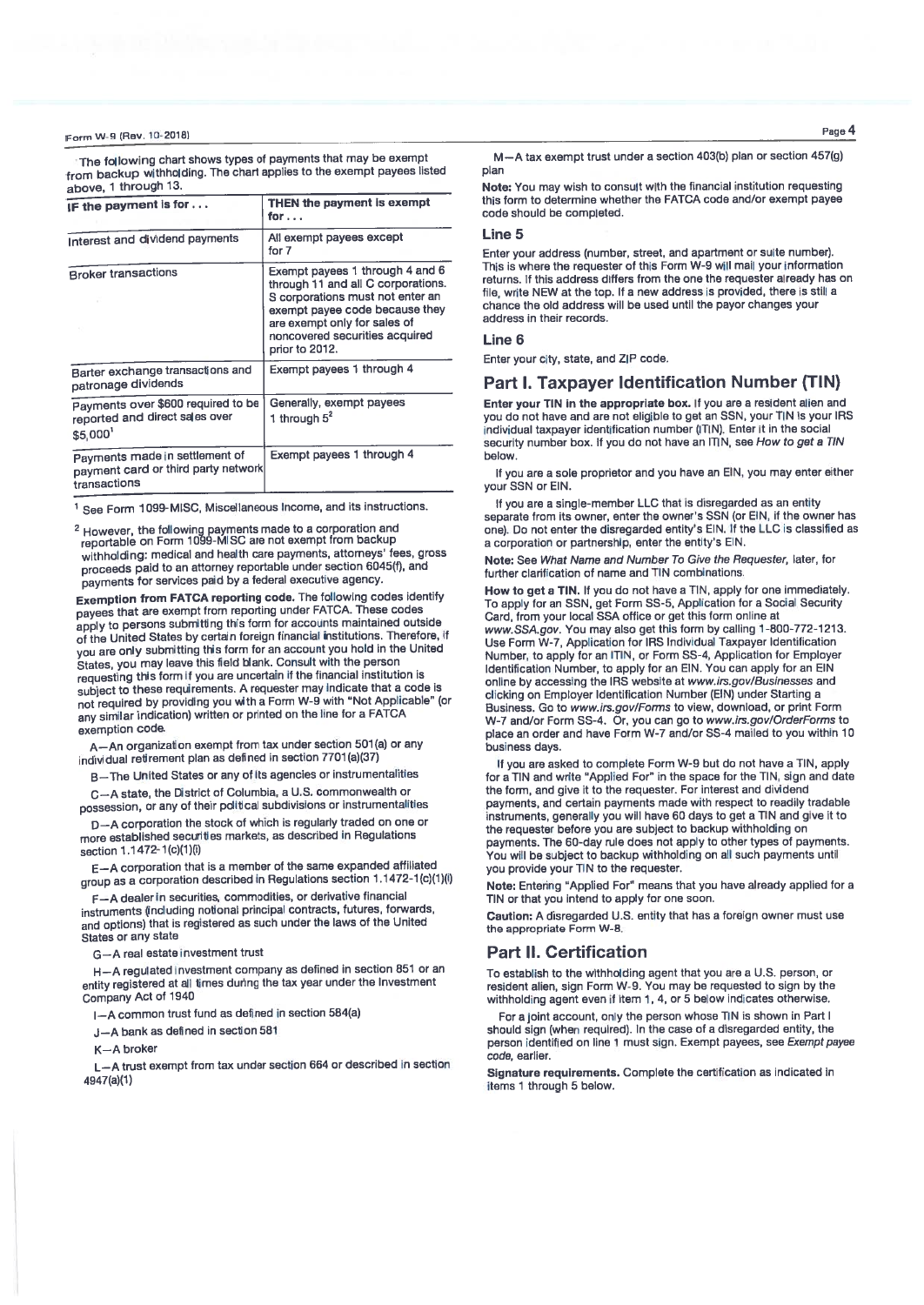The following chart shows types of payments that may be exempt from backup withholding. The chart applies to the exempt payees listed above, 1 through 13.

| IF the payment is for . . . | THEN the payment is exempt for . . . |
|---|---|
| Interest and dividend payments | All exempt payees except for 7 |
| Broker transactions | Exempt payees 1 through 4 and 6 through 11 and all C corporations. S corporations must not enter an exempt payee code because they are exempt only for sales of noncovered securities acquired prior to 2012. |
| Barter exchange transactions and patronage dividends | Exempt payees 1 through 4 |
| Payments over $600 required to be reported and direct sales over $5,000[1] | Generally, exempt payees 1 through 5[2] |
| Payments made in settlement of payment card or third party network transactions | Exempt payees 1 through 4 |

[1] See Form 1099-MISC, Miscellaneous Income, and its instructions.

[2] However, the following payments made to a corporation and reportable on Form 1099-MISC are not exempt from backup withholding: medical and health care payments, attorneys' fees, gross proceeds paid to an attorney reportable under section 6045(f), and payments for services paid by a federal executive agency.

**Exemption from FATCA reporting code.** The following codes identify payees that are exempt from reporting under FATCA. These codes apply to persons submitting this form for accounts maintained outside of the United States by certain foreign financial institutions. Therefore, if you are only submitting this form for an account you hold in the United States, you may leave this field blank. Consult with the person requesting this form if you are uncertain if the financial institution is subject to these requirements. A requester may indicate that a code is not required by providing you with a Form W-9 with "Not Applicable" (or any similar indication) written or printed on the line for a FATCA exemption code.

A—An organization exempt from tax under section 501(a) or any individual retirement plan as defined in section 7701(a)(37)

B—The United States or any of its agencies or instrumentalities

C—A state, the District of Columbia, a U.S. commonwealth or possession, or any of their political subdivisions or instrumentalities

D—A corporation the stock of which is regularly traded on one or more established securities markets, as described in Regulations section 1.1472-1(c)(1)(i)

E—A corporation that is a member of the same expanded affiliated group as a corporation described in Regulations section 1.1472-1(c)(1)(i)

F—A dealer in securities, commodities, or derivative financial instruments (including notional principal contracts, futures, forwards, and options) that is registered as such under the laws of the United States or any state

G—A real estate investment trust

H—A regulated investment company as defined in section 851 or an entity registered at all times during the tax year under the Investment Company Act of 1940

I—A common trust fund as defined in section 584(a)

J—A bank as defined in section 581

K—A broker

L—A trust exempt from tax under section 664 or described in section 4947(a)(1)

M—A tax exempt trust under a section 403(b) plan or section 457(g) plan

**Note:** You may wish to consult with the financial institution requesting this form to determine whether the FATCA code and/or exempt payee code should be completed.

### Line 5

Enter your address (number, street, and apartment or suite number). This is where the requester of this Form W-9 will mail your information returns. If this address differs from the one the requester already has on file, write NEW at the top. If a new address is provided, there is still a chance the old address will be used until the payor changes your address in their records.

### Line 6

Enter your city, state, and ZIP code.

## Part I. Taxpayer Identification Number (TIN)

**Enter your TIN in the appropriate box.** If you are a resident alien and you do not have and are not eligible to get an SSN, your TIN is your IRS individual taxpayer identification number (ITIN). Enter it in the social security number box. If you do not have an ITIN, see *How to get a TIN* below.

If you are a sole proprietor and you have an EIN, you may enter either your SSN or EIN.

If you are a single-member LLC that is disregarded as an entity separate from its owner, enter the owner's SSN (or EIN, if the owner has one). Do not enter the disregarded entity's EIN. If the LLC is classified as a corporation or partnership, enter the entity's EIN.

**Note:** See *What Name and Number To Give the Requester,* later, for further clarification of name and TIN combinations.

**How to get a TIN.** If you do not have a TIN, apply for one immediately. To apply for an SSN, get Form SS-5, Application for a Social Security Card, from your local SSA office or get this form online at *www.SSA.gov*. You may also get this form by calling 1-800-772-1213. Use Form W-7, Application for IRS Individual Taxpayer Identification Number, to apply for an ITIN, or Form SS-4, Application for Employer Identification Number, to apply for an EIN. You can apply for an EIN online by accessing the IRS website at *www.irs.gov/Businesses* and clicking on Employer Identification Number (EIN) under Starting a Business. Go to *www.irs.gov/Forms* to view, download, or print Form W-7 and/or Form SS-4. Or, you can go to *www.irs.gov/OrderForms* to place an order and have Form W-7 and/or SS-4 mailed to you within 10 business days.

If you are asked to complete Form W-9 but do not have a TIN, apply for a TIN and write "Applied For" in the space for the TIN, sign and date the form, and give it to the requester. For interest and dividend payments, and certain payments made with respect to readily tradable instruments, generally you will have 60 days to get a TIN and give it to the requester before you are subject to backup withholding on payments. The 60-day rule does not apply to other types of payments. You will be subject to backup withholding on all such payments until you provide your TIN to the requester.

**Note:** Entering "Applied For" means that you have already applied for a TIN or that you intend to apply for one soon.

**Caution:** A disregarded U.S. entity that has a foreign owner must use the appropriate Form W-8.

## Part II. Certification

To establish to the withholding agent that you are a U.S. person, or resident alien, sign Form W-9. You may be requested to sign by the withholding agent even if item 1, 4, or 5 below indicates otherwise.

For a joint account, only the person whose TIN is shown in Part I should sign (when required). In the case of a disregarded entity, the person identified on line 1 must sign. Exempt payees, see *Exempt payee code,* earlier.

**Signature requirements.** Complete the certification as indicated in items 1 through 5 below.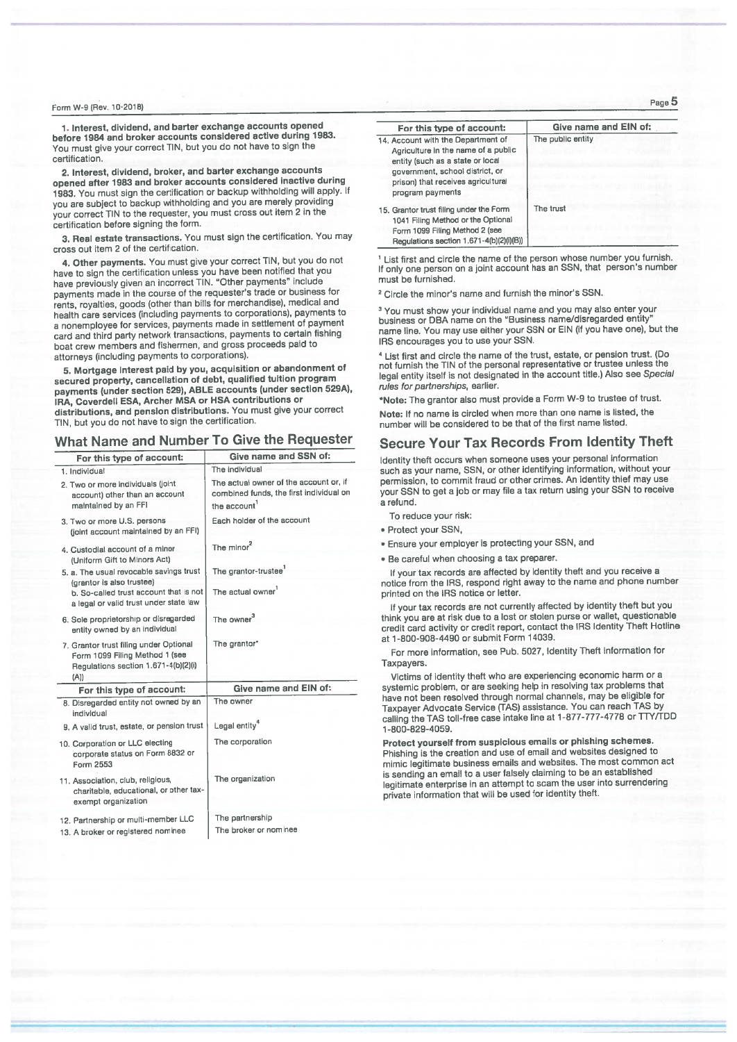1. **Interest, dividend, and barter exchange accounts opened before 1984 and broker accounts considered active during 1983.** You must give your correct TIN, but you do not have to sign the certification.

2. **Interest, dividend, broker, and barter exchange accounts opened after 1983 and broker accounts considered inactive during 1983.** You must sign the certification or backup withholding will apply. If you are subject to backup withholding and you are merely providing your correct TIN to the requester, you must cross out item 2 in the certification before signing the form.

3. **Real estate transactions.** You must sign the certification. You may cross out item 2 of the certification.

4. **Other payments.** You must give your correct TIN, but you do not have to sign the certification unless you have been notified that you have previously given an incorrect TIN. "Other payments" include payments made in the course of the requester's trade or business for rents, royalties, goods (other than bills for merchandise), medical and health care services (including payments to corporations), payments to a nonemployee for services, payments made in settlement of payment card and third party network transactions, payments to certain fishing boat crew members and fishermen, and gross proceeds paid to attorneys (including payments to corporations).

5. **Mortgage interest paid by you, acquisition or abandonment of secured property, cancellation of debt, qualified tuition program payments (under section 529), ABLE accounts (under section 529A), IRA, Coverdell ESA, Archer MSA or HSA contributions or distributions, and pension distributions.** You must give your correct TIN, but you do not have to sign the certification.

## What Name and Number To Give the Requester

| For this type of account: | Give name and SSN of: |
|---|---|
| 1. Individual | The individual |
| 2. Two or more individuals (joint account) other than an account maintained by an FFI | The actual owner of the account or, if combined funds, the first individual on the account[1] |
| 3. Two or more U.S. persons (joint account maintained by an FFI) | Each holder of the account |
| 4. Custodial account of a minor (Uniform Gift to Minors Act) | The minor[2] |
| 5. a. The usual revocable savings trust (grantor is also trustee) | The grantor-trustee[1] |
| b. So-called trust account that is not a legal or valid trust under state law | The actual owner[1] |
| 6. Sole proprietorship or disregarded entity owned by an individual | The owner[3] |
| 7. Grantor trust filing under Optional Form 1099 Filing Method 1 (see Regulations section 1.671-4(b)(2)(i)(A)) | The grantor* |

| For this type of account: | Give name and EIN of: |
|---|---|
| 8. Disregarded entity not owned by an individual | The owner |
| 9. A valid trust, estate, or pension trust | Legal entity[4] |
| 10. Corporation or LLC electing corporate status on Form 8832 or Form 2553 | The corporation |
| 11. Association, club, religious, charitable, educational, or other tax-exempt organization | The organization |
| 12. Partnership or multi-member LLC | The partnership |
| 13. A broker or registered nominee | The broker or nominee |
| 14. Account with the Department of Agriculture in the name of a public entity (such as a state or local government, school district, or prison) that receives agricultural program payments | The public entity |
| 15. Grantor trust filing under the Form 1041 Filing Method or the Optional Form 1099 Filing Method 2 (see Regulations section 1.671-4(b)(2)(i)(B)) | The trust |

[1] List first and circle the name of the person whose number you furnish. If only one person on a joint account has an SSN, that person's number must be furnished.

[2] Circle the minor's name and furnish the minor's SSN.

[3] You must show your individual name and you may also enter your business or DBA name on the "Business name/disregarded entity" name line. You may use either your SSN or EIN (if you have one), but the IRS encourages you to use your SSN.

[4] List first and circle the name of the trust, estate, or pension trust. (Do not furnish the TIN of the personal representative or trustee unless the legal entity itself is not designated in the account title.) Also see *Special rules for partnerships*, earlier.

***Note:** The grantor also must provide a Form W-9 to trustee of trust.

**Note:** If no name is circled when more than one name is listed, the number will be considered to be that of the first name listed.

## Secure Your Tax Records From Identity Theft

Identity theft occurs when someone uses your personal information such as your name, SSN, or other identifying information, without your permission, to commit fraud or other crimes. An identity thief may use your SSN to get a job or may file a tax return using your SSN to receive a refund.

To reduce your risk:

- Protect your SSN,
- Ensure your employer is protecting your SSN, and
- Be careful when choosing a tax preparer.

If your tax records are affected by identity theft and you receive a notice from the IRS, respond right away to the name and phone number printed on the IRS notice or letter.

If your tax records are not currently affected by identity theft but you think you are at risk due to a lost or stolen purse or wallet, questionable credit card activity or credit report, contact the IRS Identity Theft Hotline at 1-800-908-4490 or submit Form 14039.

For more information, see Pub. 5027, Identity Theft Information for Taxpayers.

Victims of identity theft who are experiencing economic harm or a systemic problem, or are seeking help in resolving tax problems that have not been resolved through normal channels, may be eligible for Taxpayer Advocate Service (TAS) assistance. You can reach TAS by calling the TAS toll-free case intake line at 1-877-777-4778 or TTY/TDD 1-800-829-4059.

**Protect yourself from suspicious emails or phishing schemes.** Phishing is the creation and use of email and websites designed to mimic legitimate business emails and websites. The most common act is sending an email to a user falsely claiming to be an established legitimate enterprise in an attempt to scam the user into surrendering private information that will be used for identity theft.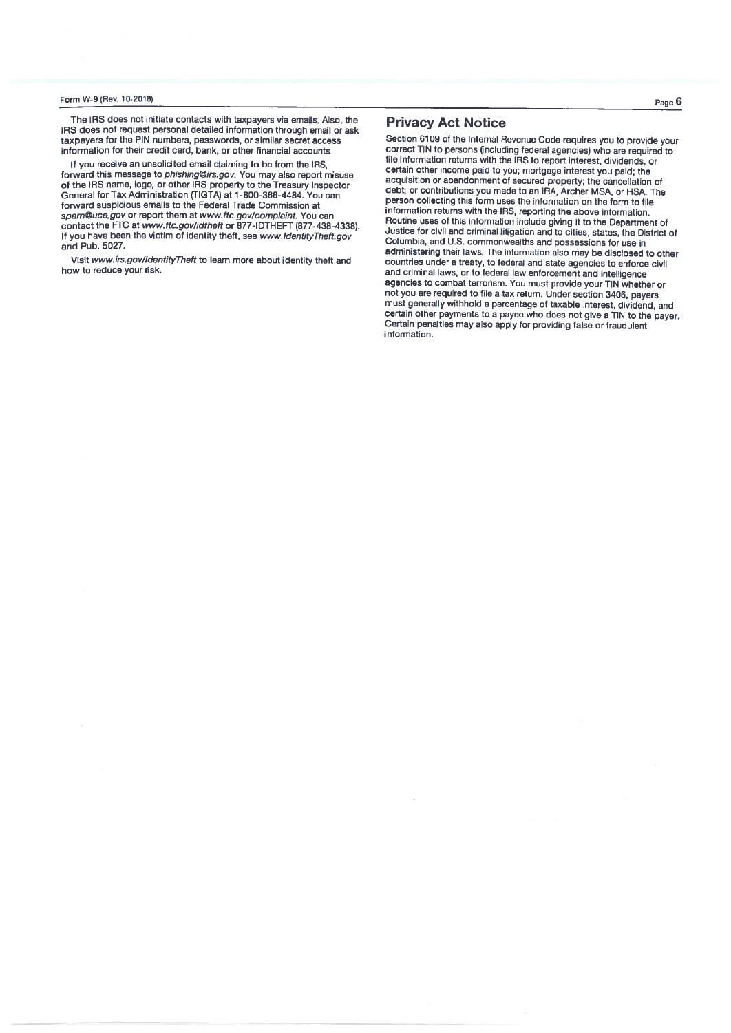The IRS does not initiate contacts with taxpayers via emails. Also, the IRS does not request personal detailed information through email or ask taxpayers for the PIN numbers, passwords, or similar secret access information for their credit card, bank, or other financial accounts.

If you receive an unsolicited email claiming to be from the IRS, forward this message to *phishing@irs.gov*. You may also report misuse of the IRS name, logo, or other IRS property to the Treasury Inspector General for Tax Administration (TIGTA) at 1-800-366-4484. You can forward suspicious emails to the Federal Trade Commission at *spam@uce.gov* or report them at *www.ftc.gov/complaint*. You can contact the FTC at *www.ftc.gov/idtheft* or 877-IDTHEFT (877-438-4338). If you have been the victim of identity theft, see *www.IdentityTheft.gov* and Pub. 5027.

Visit *www.irs.gov/IdentityTheft* to learn more about identity theft and how to reduce your risk.

## Privacy Act Notice

Section 6109 of the Internal Revenue Code requires you to provide your correct TIN to persons (including federal agencies) who are required to file information returns with the IRS to report interest, dividends, or certain other income paid to you; mortgage interest you paid; the acquisition or abandonment of secured property; the cancellation of debt; or contributions you made to an IRA, Archer MSA, or HSA. The person collecting this form uses the information on the form to file information returns with the IRS, reporting the above information. Routine uses of this information include giving it to the Department of Justice for civil and criminal litigation and to cities, states, the District of Columbia, and U.S. commonwealths and possessions for use in administering their laws. The information also may be disclosed to other countries under a treaty, to federal and state agencies to enforce civil and criminal laws, or to federal law enforcement and intelligence agencies to combat terrorism. You must provide your TIN whether or not you are required to file a tax return. Under section 3406, payers must generally withhold a percentage of taxable interest, dividend, and certain other payments to a payee who does not give a TIN to the payer. Certain penalties may also apply for providing false or fraudulent information.